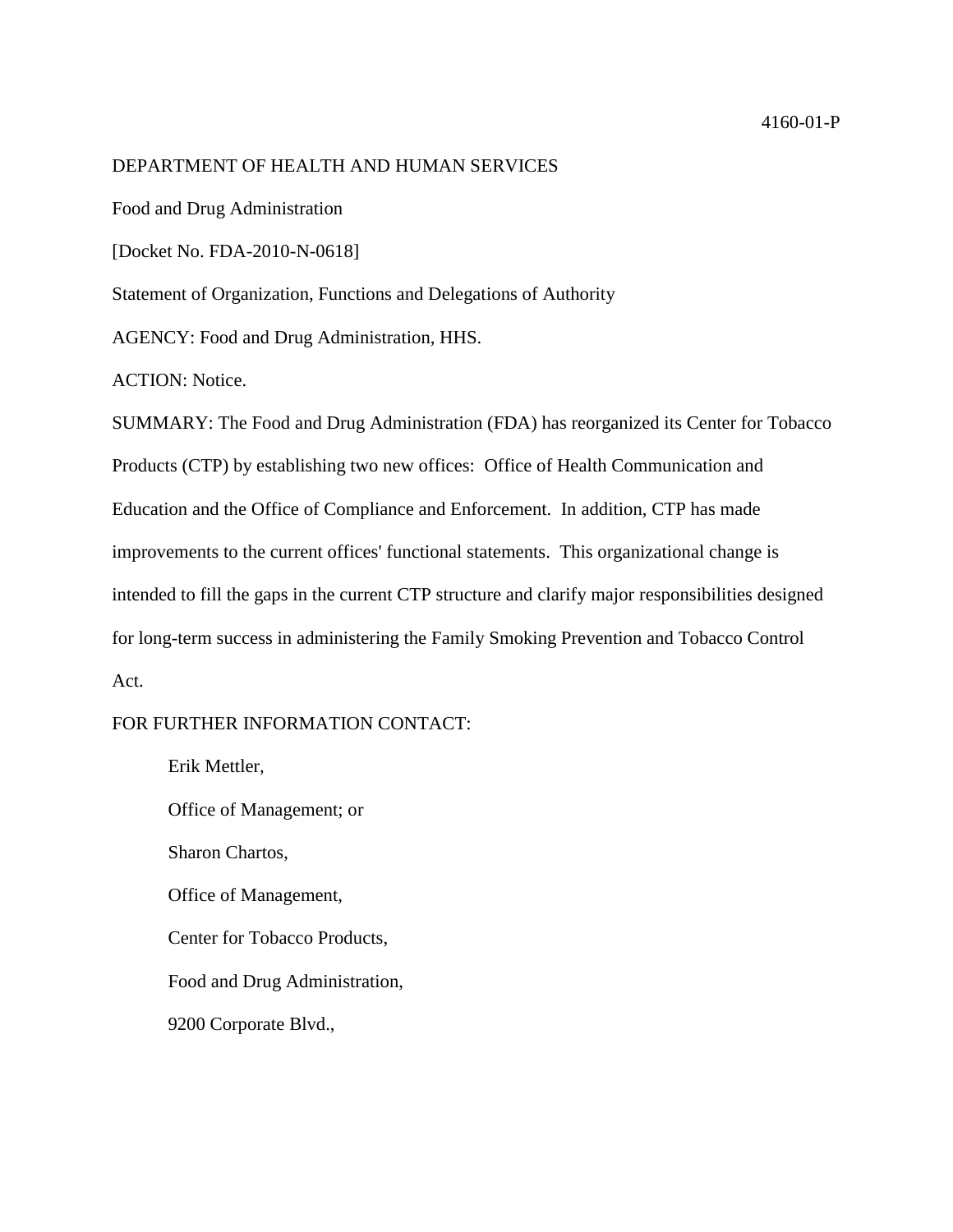4160-01-P

DEPARTMENT OF HEALTH AND HUMAN SERVICES

Food and Drug Administration

[Docket No. FDA-2010-N-0618]

Statement of Organization, Functions and Delegations of Authority

AGENCY: Food and Drug Administration, HHS.

ACTION: Notice.

SUMMARY: The Food and Drug Administration (FDA) has reorganized its Center for Tobacco Products (CTP) by establishing two new offices: Office of Health Communication and Education and the Office of Compliance and Enforcement. In addition, CTP has made improvements to the current offices' functional statements. This organizational change is intended to fill the gaps in the current CTP structure and clarify major responsibilities designed for long-term success in administering the Family Smoking Prevention and Tobacco Control Act.

FOR FURTHER INFORMATION CONTACT:

Erik Mettler,

Office of Management; or

Sharon Chartos,

Office of Management,

Center for Tobacco Products,

Food and Drug Administration,

9200 Corporate Blvd.,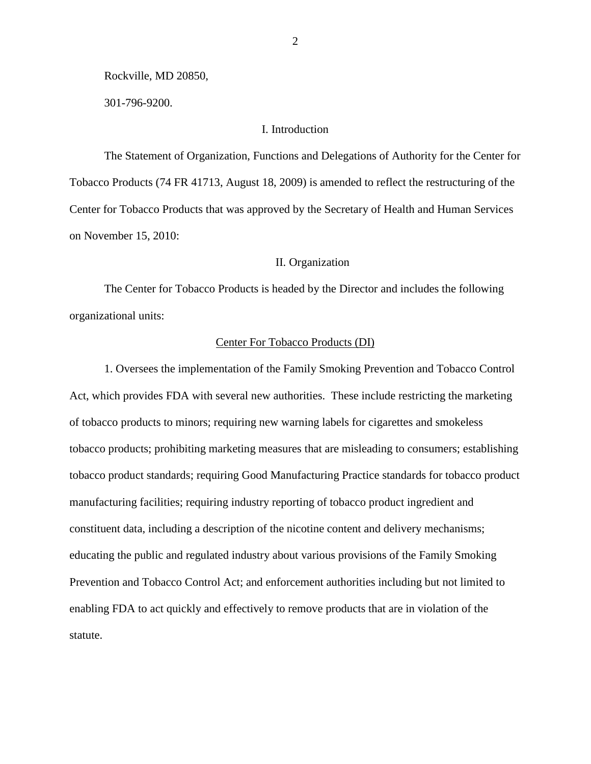Rockville, MD 20850,

301-796-9200.

## I. Introduction

The Statement of Organization, Functions and Delegations of Authority for the Center for Tobacco Products (74 FR 41713, August 18, 2009) is amended to reflect the restructuring of the Center for Tobacco Products that was approved by the Secretary of Health and Human Services on November 15, 2010:

## II. Organization

The Center for Tobacco Products is headed by the Director and includes the following organizational units:

### Center For Tobacco Products (DI)

1. Oversees the implementation of the Family Smoking Prevention and Tobacco Control Act, which provides FDA with several new authorities. These include restricting the marketing of tobacco products to minors; requiring new warning labels for cigarettes and smokeless tobacco products; prohibiting marketing measures that are misleading to consumers; establishing tobacco product standards; requiring Good Manufacturing Practice standards for tobacco product manufacturing facilities; requiring industry reporting of tobacco product ingredient and constituent data, including a description of the nicotine content and delivery mechanisms; educating the public and regulated industry about various provisions of the Family Smoking Prevention and Tobacco Control Act; and enforcement authorities including but not limited to enabling FDA to act quickly and effectively to remove products that are in violation of the statute.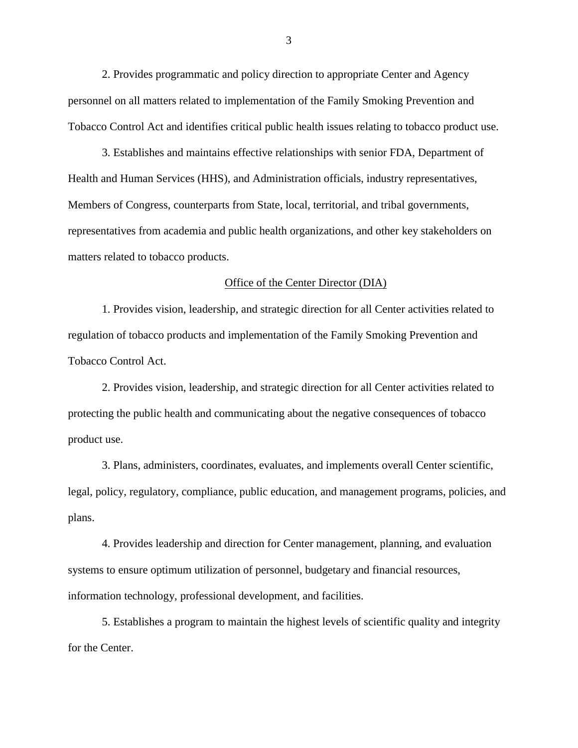2. Provides programmatic and policy direction to appropriate Center and Agency personnel on all matters related to implementation of the Family Smoking Prevention and Tobacco Control Act and identifies critical public health issues relating to tobacco product use.

3. Establishes and maintains effective relationships with senior FDA, Department of Health and Human Services (HHS), and Administration officials, industry representatives, Members of Congress, counterparts from State, local, territorial, and tribal governments, representatives from academia and public health organizations, and other key stakeholders on matters related to tobacco products.

<u>Office of the Center Director (DIA)</u>

1. Provides vision, leadership, and strategic direction for all Center activities related to regulation of tobacco products and implementation of the Family Smoking Prevention and Tobacco Control Act.

2. Provides vision, leadership, and strategic direction for all Center activities related to protecting the public health and communicating about the negative consequences of tobacco product use.

3. Plans, administers, coordinates, evaluates, and implements overall Center scientific, legal, policy, regulatory, compliance, public education, and management programs, policies, and plans.

4. Provides leadership and direction for Center management, planning, and evaluation systems to ensure optimum utilization of personnel, budgetary and financial resources, information technology, professional development, and facilities.

5. Establishes a program to maintain the highest levels of scientific quality and integrity for the Center.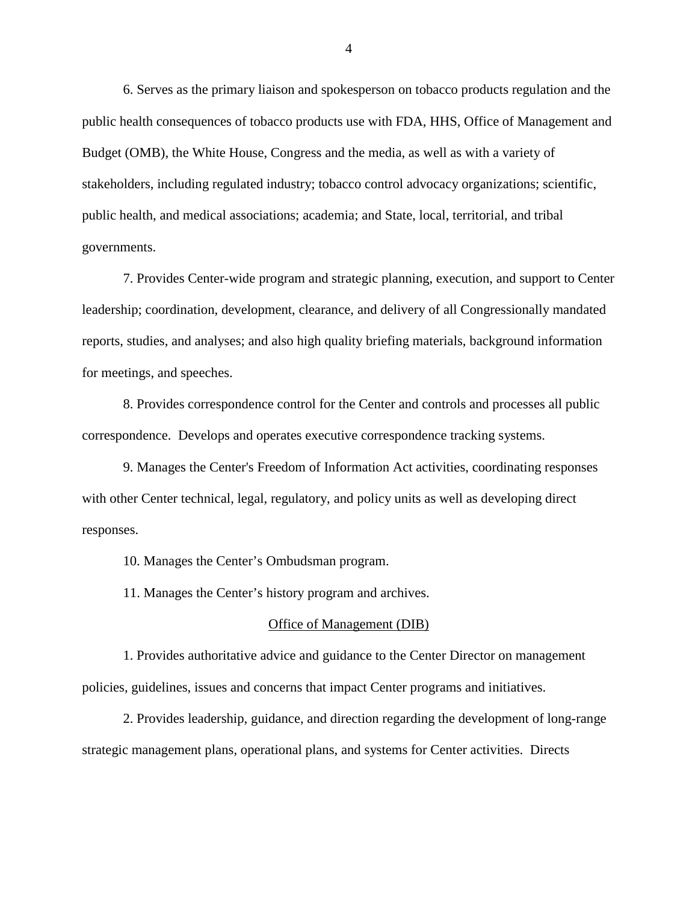6. Serves as the primary liaison and spokesperson on tobacco products regulation and the public health consequences of tobacco products use with FDA, HHS, Office of Management and Budget (OMB), the White House, Congress and the media, as well as with a variety of stakeholders, including regulated industry; tobacco control advocacy organizations; scientific, public health, and medical associations; academia; and State, local, territorial, and tribal governments.

7. Provides Center-wide program and strategic planning, execution, and support to Center leadership; coordination, development, clearance, and delivery of all Congressionally mandated reports, studies, and analyses; and also high quality briefing materials, background information for meetings, and speeches.

8. Provides correspondence control for the Center and controls and processes all public correspondence. Develops and operates executive correspondence tracking systems.

9. Manages the Center's Freedom of Information Act activities, coordinating responses with other Center technical, legal, regulatory, and policy units as well as developing direct responses.

10. Manages the Center's Ombudsman program.

11. Manages the Center's history program and archives.

## Office of Management (DIB)

1. Provides authoritative advice and guidance to the Center Director on management policies, guidelines, issues and concerns that impact Center programs and initiatives.

2. Provides leadership, guidance, and direction regarding the development of long-range strategic management plans, operational plans, and systems for Center activities. Directs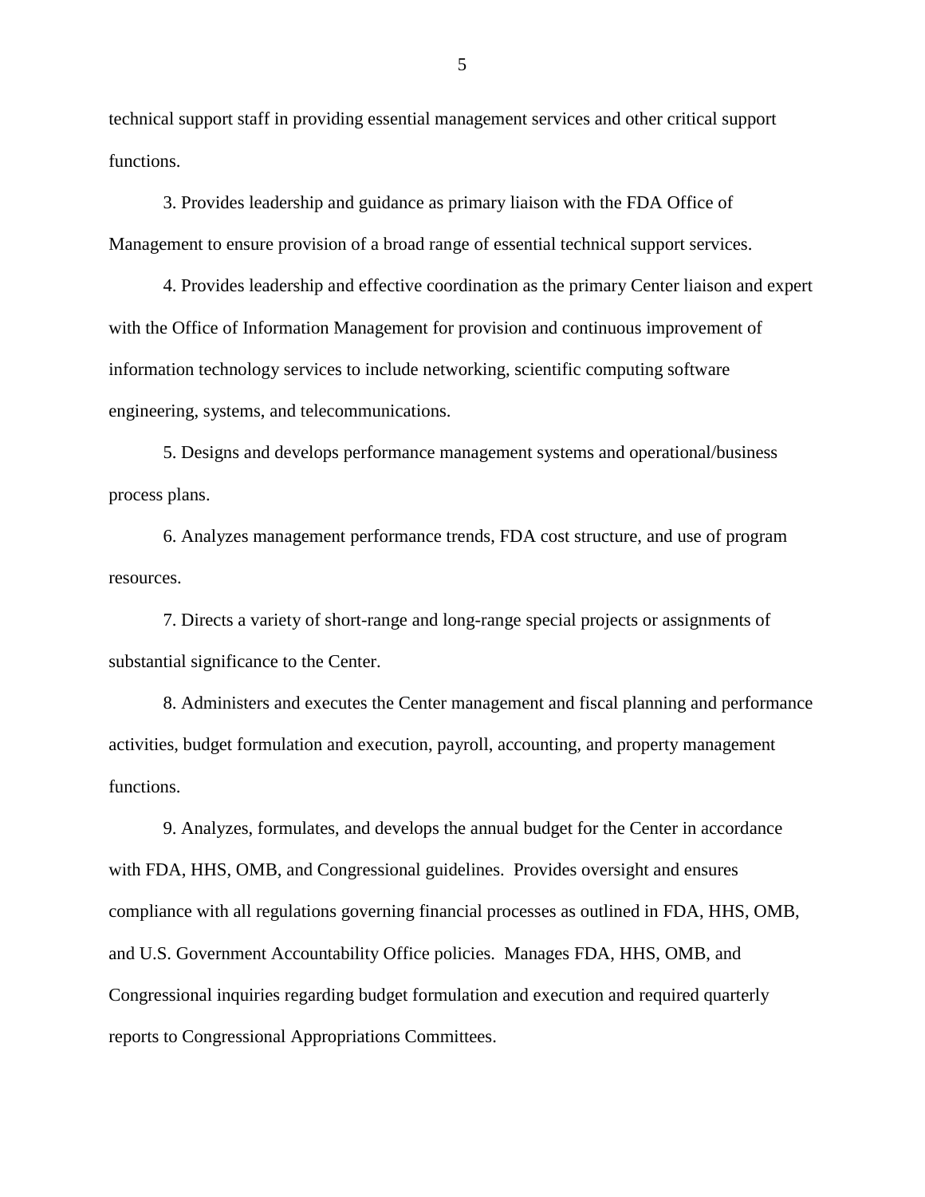technical support staff in providing essential management services and other critical support functions.

3. Provides leadership and guidance as primary liaison with the FDA Office of Management to ensure provision of a broad range of essential technical support services.

4. Provides leadership and effective coordination as the primary Center liaison and expert with the Office of Information Management for provision and continuous improvement of information technology services to include networking, scientific computing software engineering, systems, and telecommunications.

5. Designs and develops performance management systems and operational/business process plans.

6. Analyzes management performance trends, FDA cost structure, and use of program resources.

7. Directs a variety of short-range and long-range special projects or assignments of substantial significance to the Center.

8. Administers and executes the Center management and fiscal planning and performance activities, budget formulation and execution, payroll, accounting, and property management functions.

9. Analyzes, formulates, and develops the annual budget for the Center in accordance with FDA, HHS, OMB, and Congressional guidelines. Provides oversight and ensures compliance with all regulations governing financial processes as outlined in FDA, HHS, OMB, and U.S. Government Accountability Office policies. Manages FDA, HHS, OMB, and Congressional inquiries regarding budget formulation and execution and required quarterly reports to Congressional Appropriations Committees.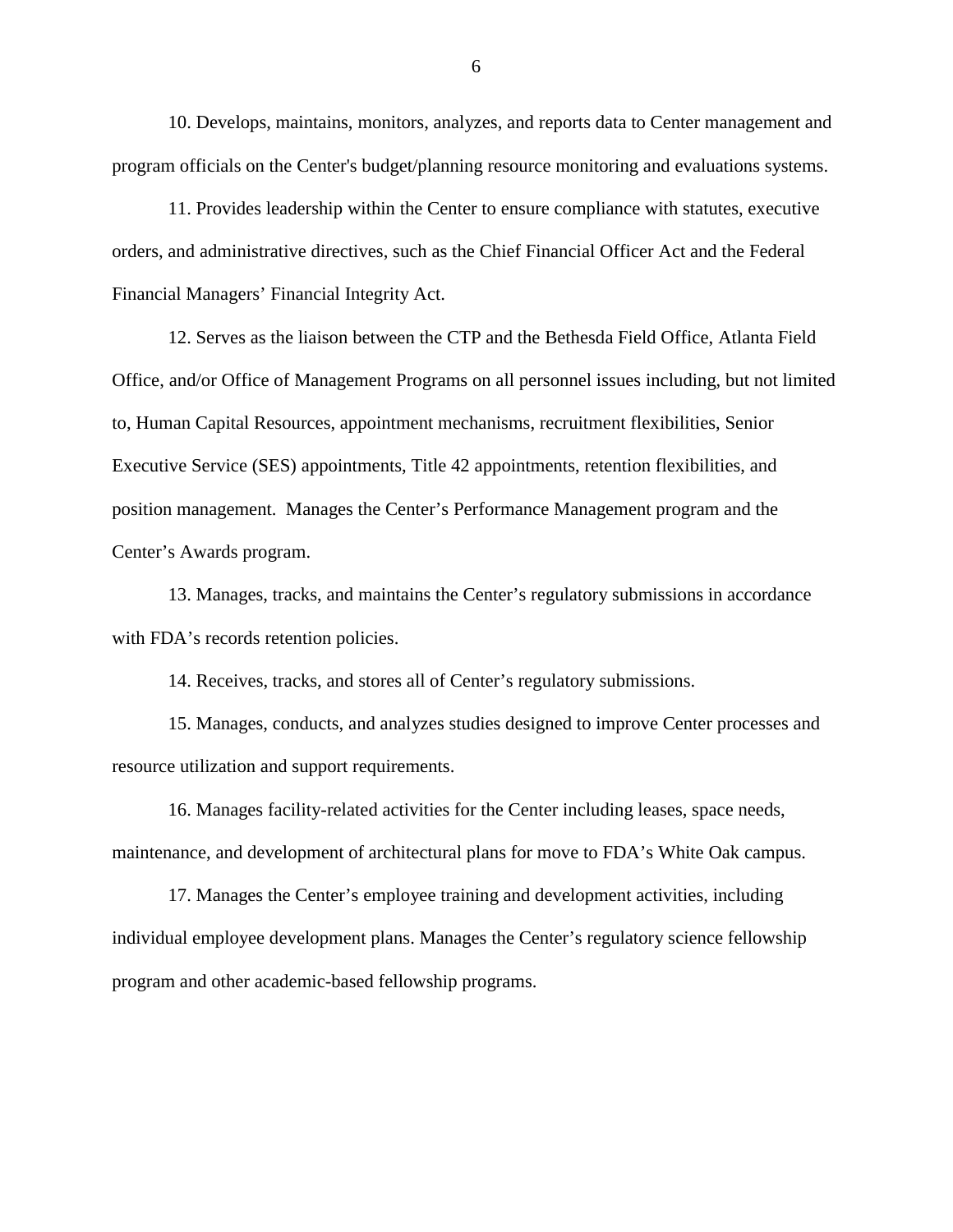10. Develops, maintains, monitors, analyzes, and reports data to Center management and program officials on the Center's budget/planning resource monitoring and evaluations systems.

11. Provides leadership within the Center to ensure compliance with statutes, executive orders, and administrative directives, such as the Chief Financial Officer Act and the Federal Financial Managers' Financial Integrity Act.

12. Serves as the liaison between the CTP and the Bethesda Field Office, Atlanta Field Office, and/or Office of Management Programs on all personnel issues including, but not limited to, Human Capital Resources, appointment mechanisms, recruitment flexibilities, Senior Executive Service (SES) appointments, Title 42 appointments, retention flexibilities, and position management. Manages the Center's Performance Management program and the Center's Awards program.

13. Manages, tracks, and maintains the Center's regulatory submissions in accordance with FDA's records retention policies.

14. Receives, tracks, and stores all of Center's regulatory submissions.

15. Manages, conducts, and analyzes studies designed to improve Center processes and resource utilization and support requirements.

16. Manages facility-related activities for the Center including leases, space needs, maintenance, and development of architectural plans for move to FDA's White Oak campus.

17. Manages the Center's employee training and development activities, including individual employee development plans. Manages the Center's regulatory science fellowship program and other academic-based fellowship programs.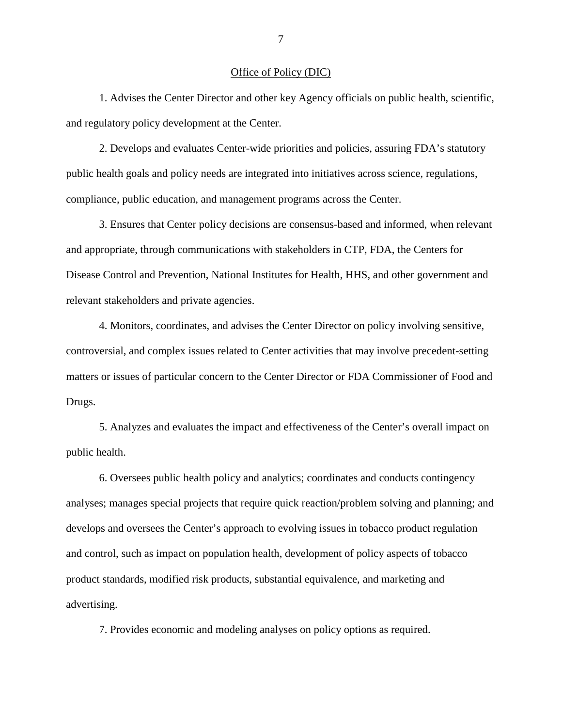## Office of Policy (DIC)

1. Advises the Center Director and other key Agency officials on public health, scientific, and regulatory policy development at the Center.

2. Develops and evaluates Center-wide priorities and policies, assuring FDA's statutory public health goals and policy needs are integrated into initiatives across science, regulations, compliance, public education, and management programs across the Center.

3. Ensures that Center policy decisions are consensus-based and informed, when relevant and appropriate, through communications with stakeholders in CTP, FDA, the Centers for Disease Control and Prevention, National Institutes for Health, HHS, and other government and relevant stakeholders and private agencies.

4. Monitors, coordinates, and advises the Center Director on policy involving sensitive, controversial, and complex issues related to Center activities that may involve precedent-setting matters or issues of particular concern to the Center Director or FDA Commissioner of Food and Drugs.

5. Analyzes and evaluates the impact and effectiveness of the Center's overall impact on public health.

6. Oversees public health policy and analytics; coordinates and conducts contingency analyses; manages special projects that require quick reaction/problem solving and planning; and develops and oversees the Center's approach to evolving issues in tobacco product regulation and control, such as impact on population health, development of policy aspects of tobacco product standards, modified risk products, substantial equivalence, and marketing and advertising.

7. Provides economic and modeling analyses on policy options as required.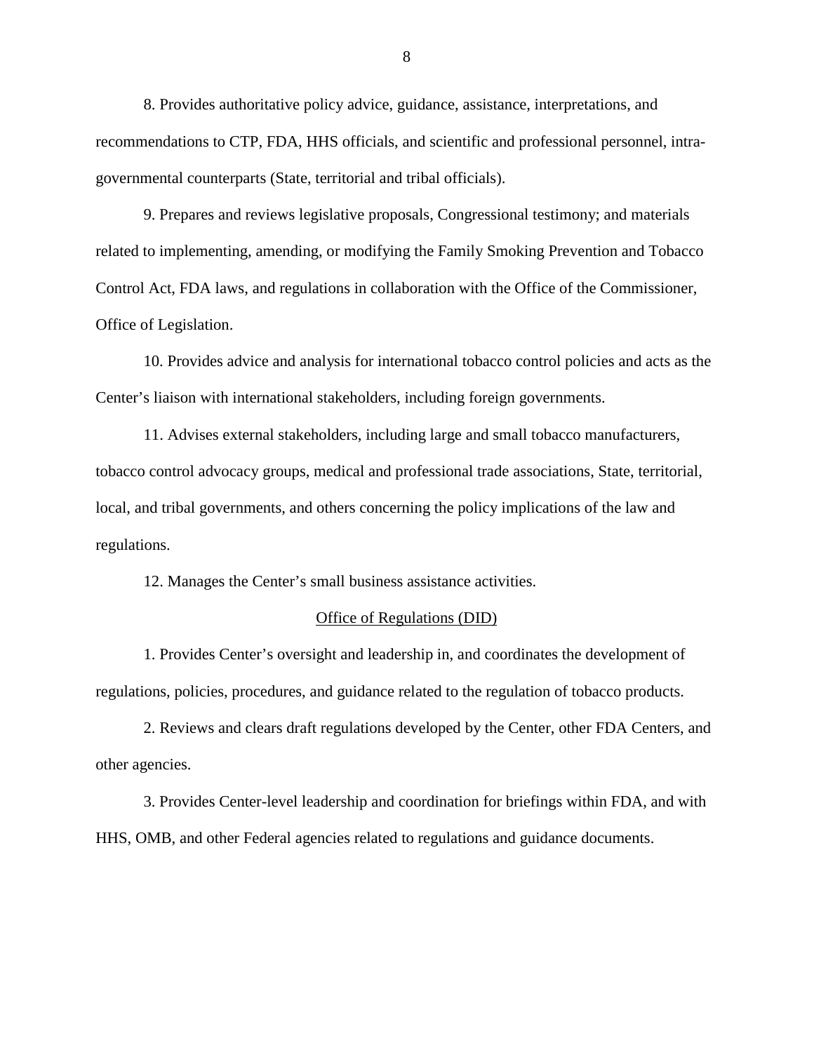8. Provides authoritative policy advice, guidance, assistance, interpretations, and recommendations to CTP, FDA, HHS officials, and scientific and professional personnel, intra-governmental counterparts (State, territorial and tribal officials).

9. Prepares and reviews legislative proposals, Congressional testimony; and materials related to implementing, amending, or modifying the Family Smoking Prevention and Tobacco Control Act, FDA laws, and regulations in collaboration with the Office of the Commissioner, Office of Legislation.

10. Provides advice and analysis for international tobacco control policies and acts as the Center's liaison with international stakeholders, including foreign governments.

11. Advises external stakeholders, including large and small tobacco manufacturers, tobacco control advocacy groups, medical and professional trade associations, State, territorial, local, and tribal governments, and others concerning the policy implications of the law and regulations.

12. Manages the Center's small business assistance activities.

<u>Office of Regulations (DID)</u>

1. Provides Center's oversight and leadership in, and coordinates the development of regulations, policies, procedures, and guidance related to the regulation of tobacco products.

2. Reviews and clears draft regulations developed by the Center, other FDA Centers, and other agencies.

3. Provides Center-level leadership and coordination for briefings within FDA, and with HHS, OMB, and other Federal agencies related to regulations and guidance documents.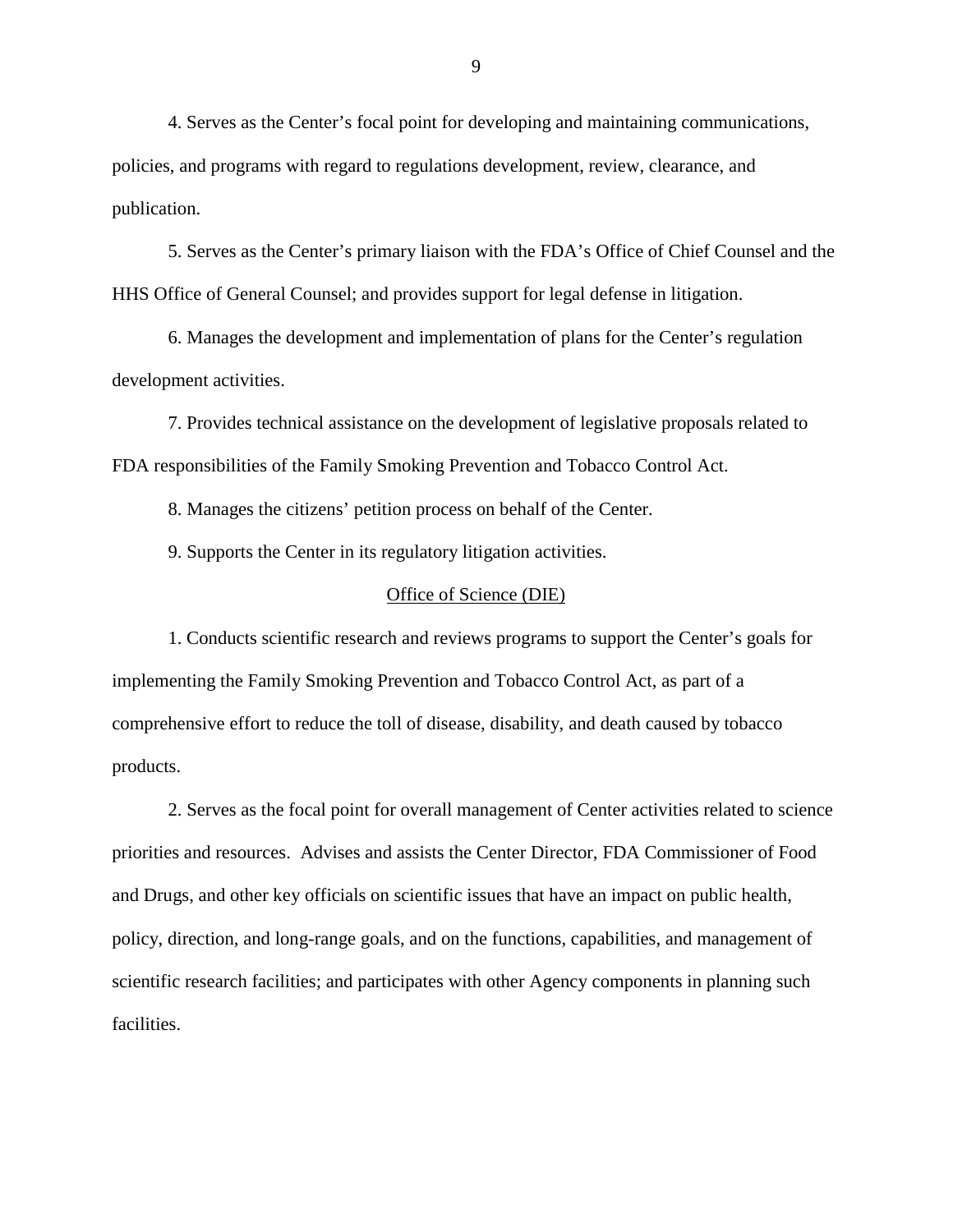4. Serves as the Center's focal point for developing and maintaining communications, policies, and programs with regard to regulations development, review, clearance, and publication.

5. Serves as the Center's primary liaison with the FDA's Office of Chief Counsel and the HHS Office of General Counsel; and provides support for legal defense in litigation.

6. Manages the development and implementation of plans for the Center's regulation development activities.

7. Provides technical assistance on the development of legislative proposals related to FDA responsibilities of the Family Smoking Prevention and Tobacco Control Act.

8. Manages the citizens' petition process on behalf of the Center.

9. Supports the Center in its regulatory litigation activities.

<u>Office of Science (DIE)</u>

1. Conducts scientific research and reviews programs to support the Center's goals for implementing the Family Smoking Prevention and Tobacco Control Act, as part of a comprehensive effort to reduce the toll of disease, disability, and death caused by tobacco products.

2. Serves as the focal point for overall management of Center activities related to science priorities and resources. Advises and assists the Center Director, FDA Commissioner of Food and Drugs, and other key officials on scientific issues that have an impact on public health, policy, direction, and long-range goals, and on the functions, capabilities, and management of scientific research facilities; and participates with other Agency components in planning such facilities.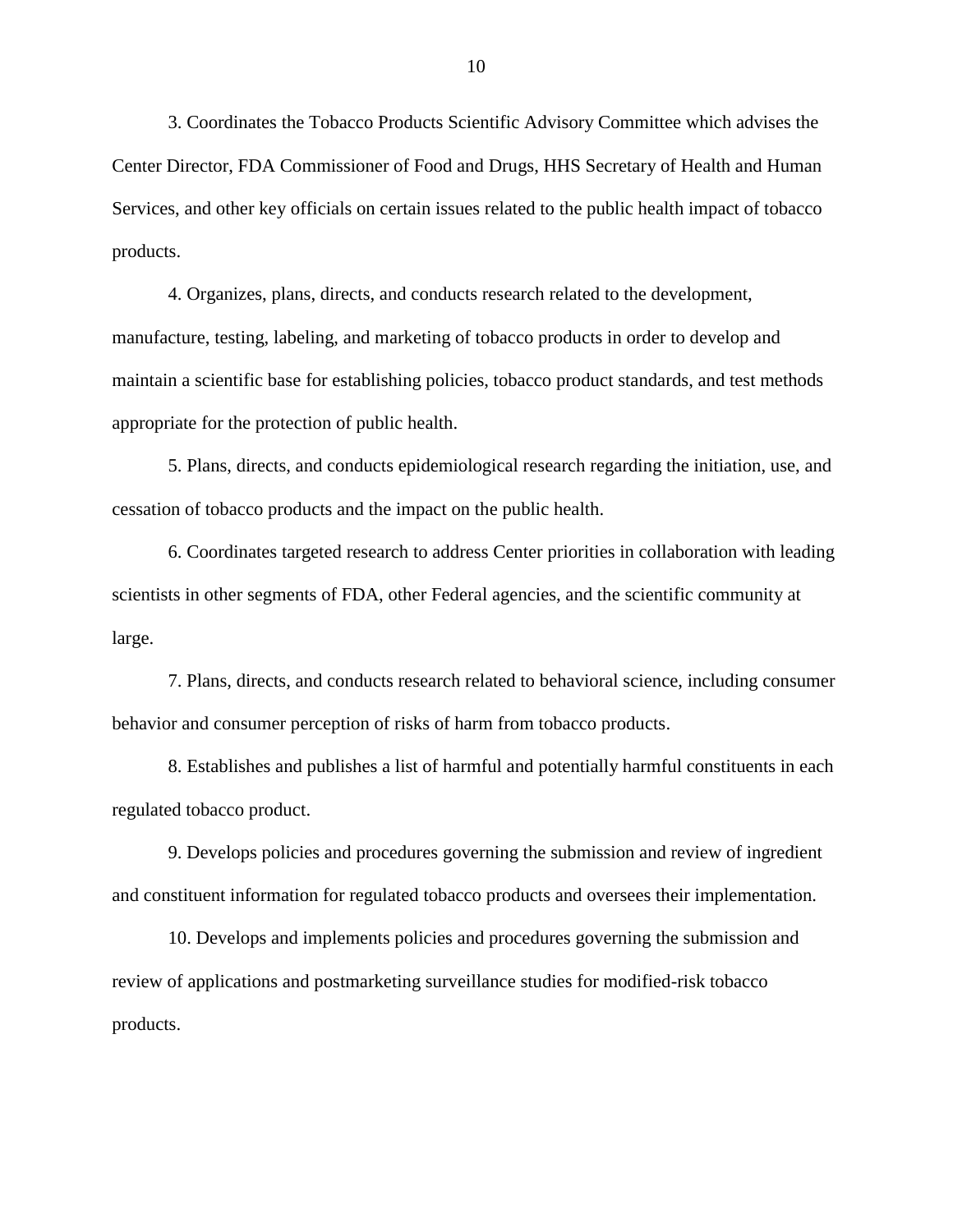3. Coordinates the Tobacco Products Scientific Advisory Committee which advises the Center Director, FDA Commissioner of Food and Drugs, HHS Secretary of Health and Human Services, and other key officials on certain issues related to the public health impact of tobacco products.

4. Organizes, plans, directs, and conducts research related to the development, manufacture, testing, labeling, and marketing of tobacco products in order to develop and maintain a scientific base for establishing policies, tobacco product standards, and test methods appropriate for the protection of public health.

5. Plans, directs, and conducts epidemiological research regarding the initiation, use, and cessation of tobacco products and the impact on the public health.

6. Coordinates targeted research to address Center priorities in collaboration with leading scientists in other segments of FDA, other Federal agencies, and the scientific community at large.

7. Plans, directs, and conducts research related to behavioral science, including consumer behavior and consumer perception of risks of harm from tobacco products.

8. Establishes and publishes a list of harmful and potentially harmful constituents in each regulated tobacco product.

9. Develops policies and procedures governing the submission and review of ingredient and constituent information for regulated tobacco products and oversees their implementation.

10. Develops and implements policies and procedures governing the submission and review of applications and postmarketing surveillance studies for modified-risk tobacco products.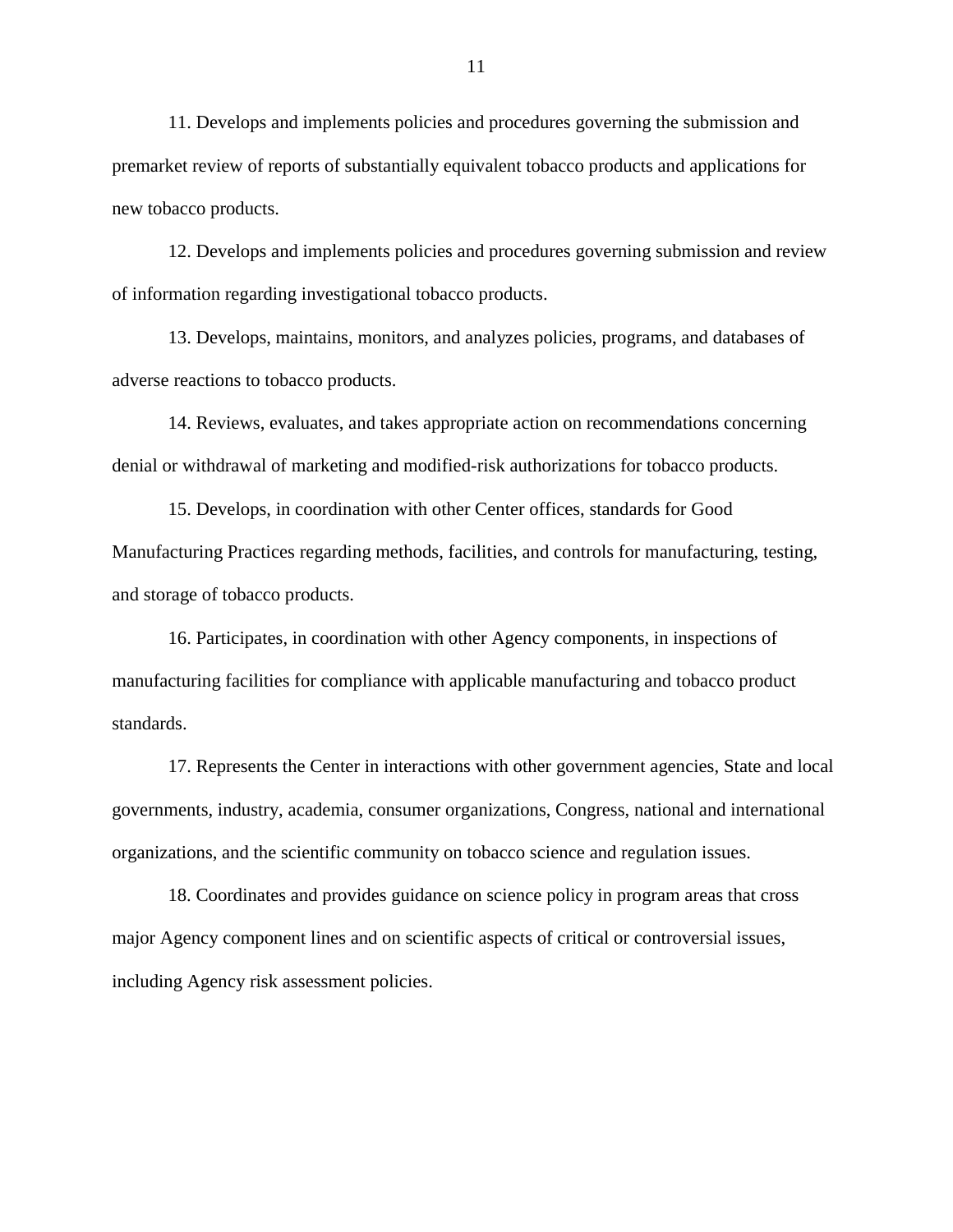11. Develops and implements policies and procedures governing the submission and premarket review of reports of substantially equivalent tobacco products and applications for new tobacco products.

12. Develops and implements policies and procedures governing submission and review of information regarding investigational tobacco products.

13. Develops, maintains, monitors, and analyzes policies, programs, and databases of adverse reactions to tobacco products.

14. Reviews, evaluates, and takes appropriate action on recommendations concerning denial or withdrawal of marketing and modified-risk authorizations for tobacco products.

15. Develops, in coordination with other Center offices, standards for Good Manufacturing Practices regarding methods, facilities, and controls for manufacturing, testing, and storage of tobacco products.

16. Participates, in coordination with other Agency components, in inspections of manufacturing facilities for compliance with applicable manufacturing and tobacco product standards.

17. Represents the Center in interactions with other government agencies, State and local governments, industry, academia, consumer organizations, Congress, national and international organizations, and the scientific community on tobacco science and regulation issues.

18. Coordinates and provides guidance on science policy in program areas that cross major Agency component lines and on scientific aspects of critical or controversial issues, including Agency risk assessment policies.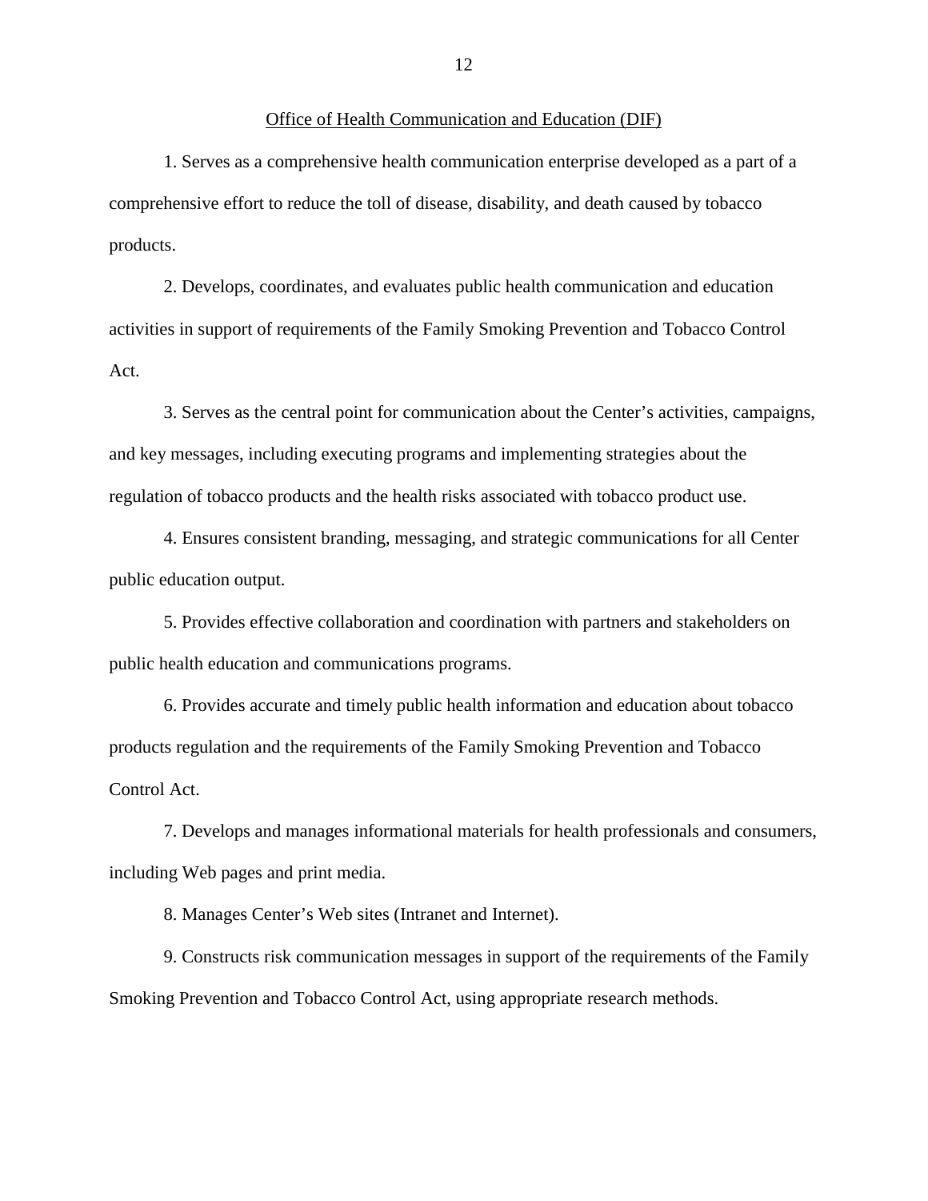Office of Health Communication and Education (DIF)

1. Serves as a comprehensive health communication enterprise developed as a part of a comprehensive effort to reduce the toll of disease, disability, and death caused by tobacco products.

2. Develops, coordinates, and evaluates public health communication and education activities in support of requirements of the Family Smoking Prevention and Tobacco Control Act.

3. Serves as the central point for communication about the Center's activities, campaigns, and key messages, including executing programs and implementing strategies about the regulation of tobacco products and the health risks associated with tobacco product use.

4. Ensures consistent branding, messaging, and strategic communications for all Center public education output.

5. Provides effective collaboration and coordination with partners and stakeholders on public health education and communications programs.

6. Provides accurate and timely public health information and education about tobacco products regulation and the requirements of the Family Smoking Prevention and Tobacco Control Act.

7. Develops and manages informational materials for health professionals and consumers, including Web pages and print media.

8. Manages Center's Web sites (Intranet and Internet).

9. Constructs risk communication messages in support of the requirements of the Family Smoking Prevention and Tobacco Control Act, using appropriate research methods.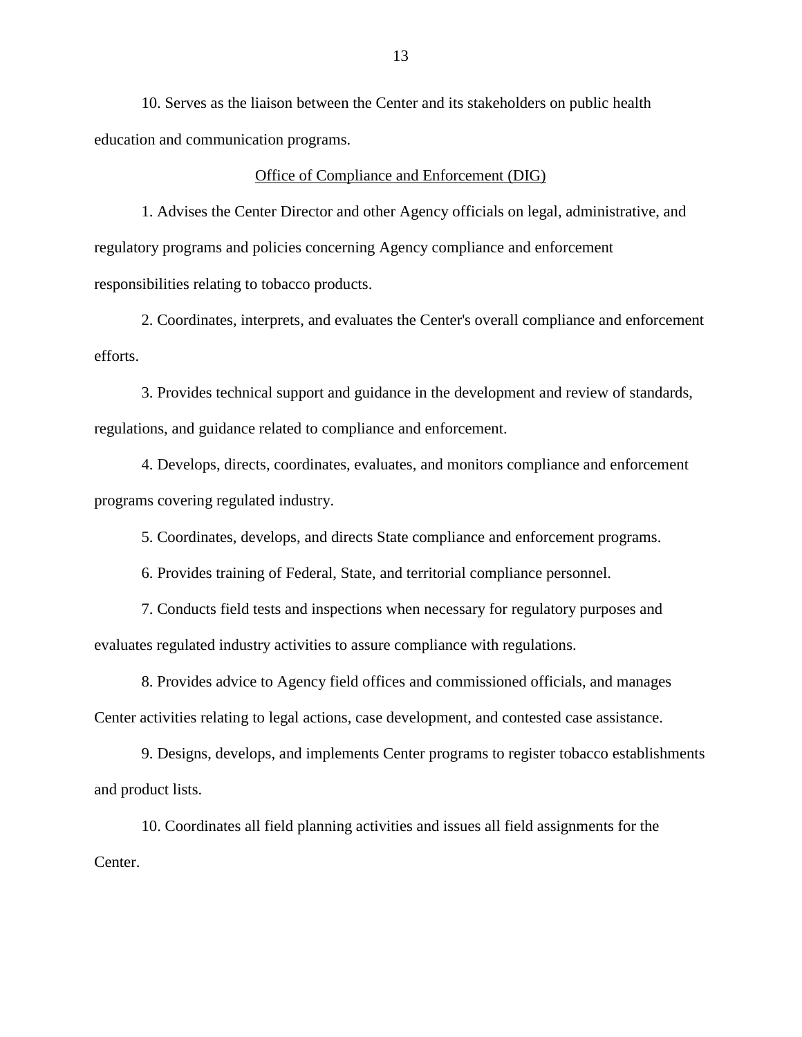10. Serves as the liaison between the Center and its stakeholders on public health education and communication programs.

<u>Office of Compliance and Enforcement (DIG)</u>

1. Advises the Center Director and other Agency officials on legal, administrative, and regulatory programs and policies concerning Agency compliance and enforcement responsibilities relating to tobacco products.

2. Coordinates, interprets, and evaluates the Center's overall compliance and enforcement efforts.

3. Provides technical support and guidance in the development and review of standards, regulations, and guidance related to compliance and enforcement.

4. Develops, directs, coordinates, evaluates, and monitors compliance and enforcement programs covering regulated industry.

5. Coordinates, develops, and directs State compliance and enforcement programs.

6. Provides training of Federal, State, and territorial compliance personnel.

7. Conducts field tests and inspections when necessary for regulatory purposes and evaluates regulated industry activities to assure compliance with regulations.

8. Provides advice to Agency field offices and commissioned officials, and manages Center activities relating to legal actions, case development, and contested case assistance.

9. Designs, develops, and implements Center programs to register tobacco establishments and product lists.

10. Coordinates all field planning activities and issues all field assignments for the Center.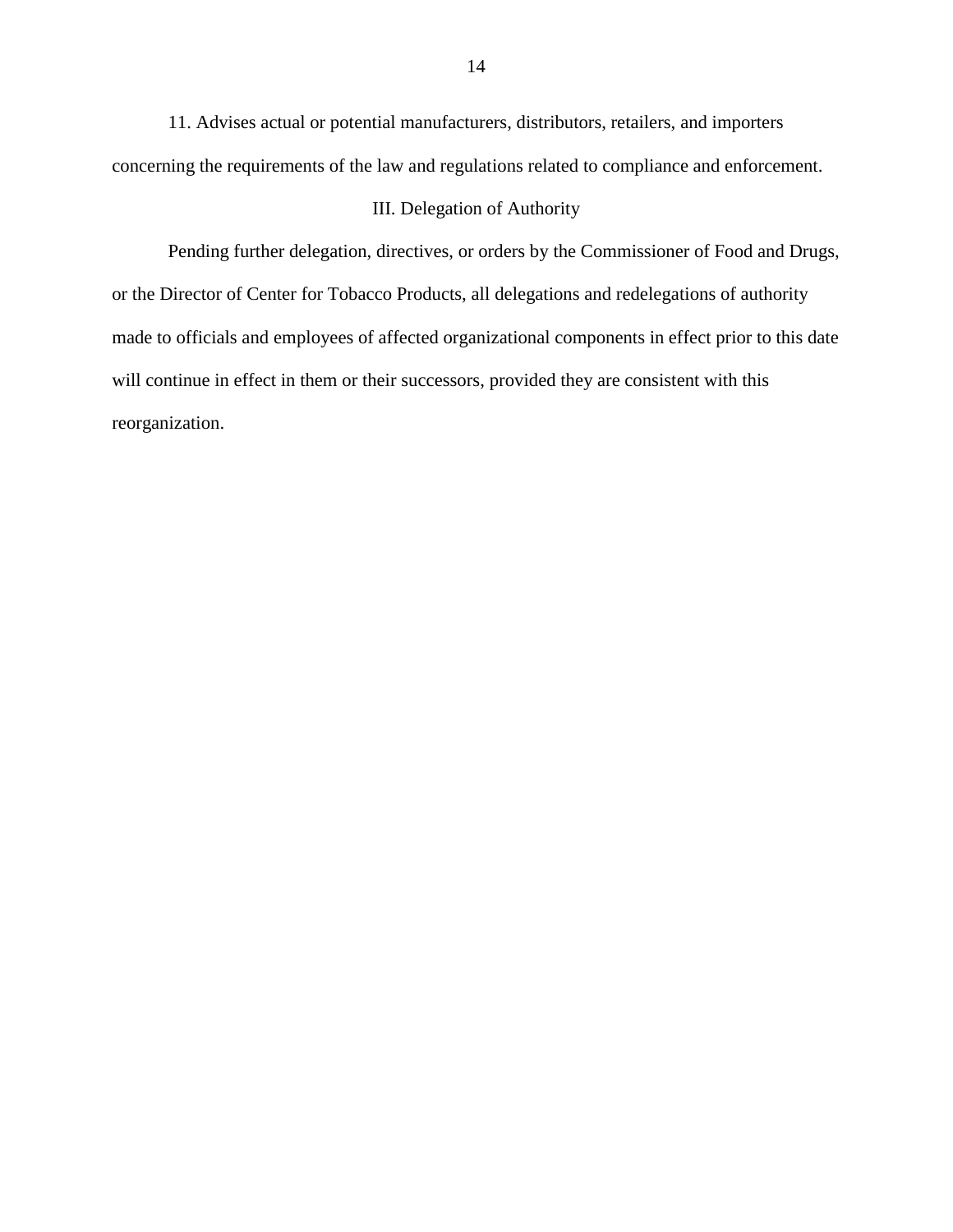11. Advises actual or potential manufacturers, distributors, retailers, and importers concerning the requirements of the law and regulations related to compliance and enforcement.

## III. Delegation of Authority

Pending further delegation, directives, or orders by the Commissioner of Food and Drugs, or the Director of Center for Tobacco Products, all delegations and redelegations of authority made to officials and employees of affected organizational components in effect prior to this date will continue in effect in them or their successors, provided they are consistent with this reorganization.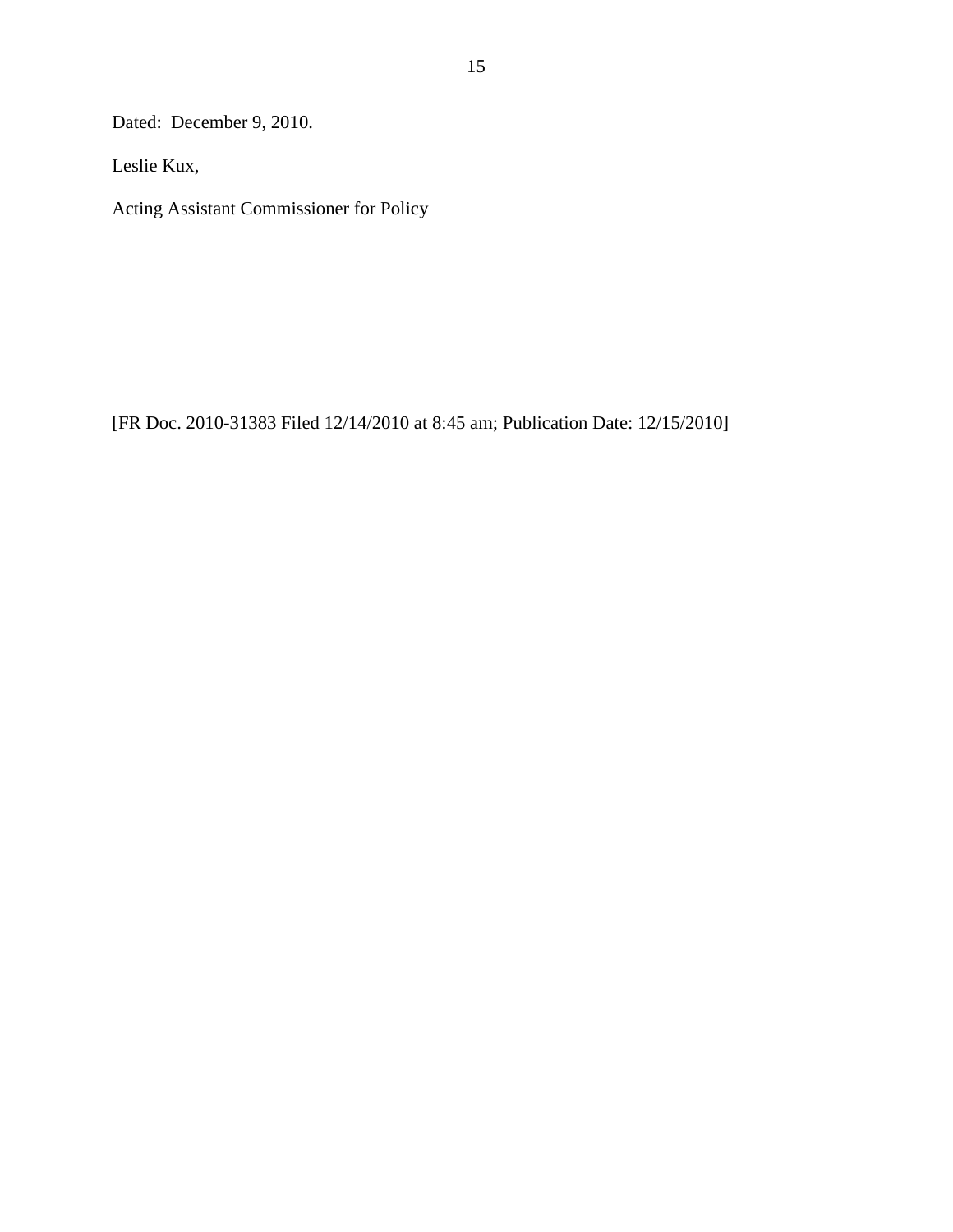Dated: December 9, 2010.

Leslie Kux,

Acting Assistant Commissioner for Policy

[FR Doc. 2010-31383 Filed 12/14/2010 at 8:45 am; Publication Date: 12/15/2010]